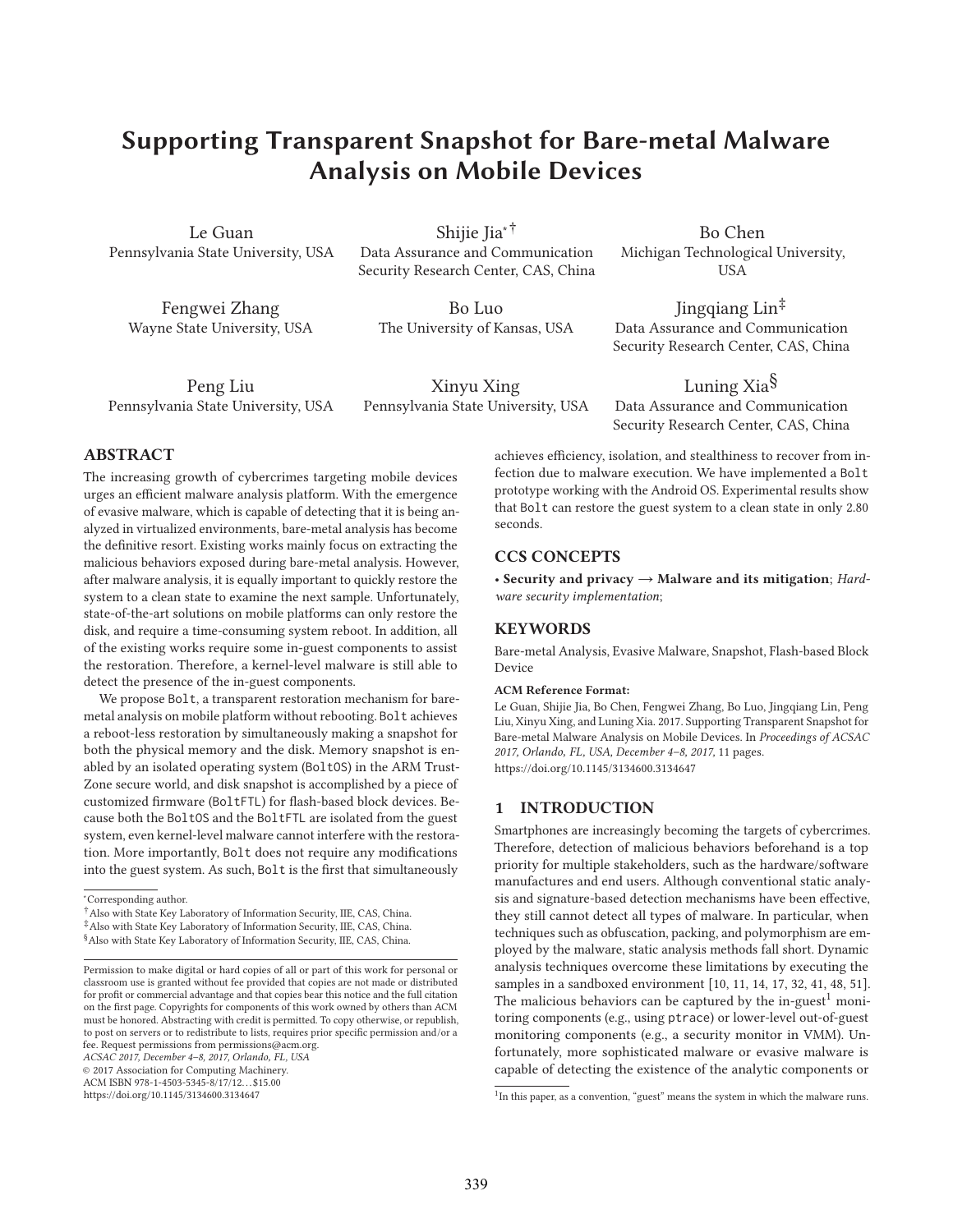# Supporting Transparent Snapshot for Bare-metal Malware Analysis on Mobile Devices

Le Guan
Pennsylvania State University, USA

Shijie Jia*†
Data Assurance and Communication Security Research Center, CAS, China

Bo Chen
Michigan Technological University, USA

Fengwei Zhang
Wayne State University, USA

Bo Luo
The University of Kansas, USA

Jingqiang Lin‡
Data Assurance and Communication Security Research Center, CAS, China

Peng Liu
Pennsylvania State University, USA

Xinyu Xing
Pennsylvania State University, USA

Luning Xia§
Data Assurance and Communication Security Research Center, CAS, China

## ABSTRACT

The increasing growth of cybercrimes targeting mobile devices urges an efficient malware analysis platform. With the emergence of evasive malware, which is capable of detecting that it is being analyzed in virtualized environments, bare-metal analysis has become the definitive resort. Existing works mainly focus on extracting the malicious behaviors exposed during bare-metal analysis. However, after malware analysis, it is equally important to quickly restore the system to a clean state to examine the next sample. Unfortunately, state-of-the-art solutions on mobile platforms can only restore the disk, and require a time-consuming system reboot. In addition, all of the existing works require some in-guest components to assist the restoration. Therefore, a kernel-level malware is still able to detect the presence of the in-guest components.

We propose Bolt, a transparent restoration mechanism for bare-metal analysis on mobile platform without rebooting. Bolt achieves a reboot-less restoration by simultaneously making a snapshot for both the physical memory and the disk. Memory snapshot is enabled by an isolated operating system (BoltOS) in the ARM TrustZone secure world, and disk snapshot is accomplished by a piece of customized firmware (BoltFTL) for flash-based block devices. Because both the BoltOS and the BoltFTL are isolated from the guest system, even kernel-level malware cannot interfere with the restoration. More importantly, Bolt does not require any modifications into the guest system. As such, Bolt is the first that simultaneously achieves efficiency, isolation, and stealthiness to recover from infection due to malware execution. We have implemented a Bolt prototype working with the Android OS. Experimental results show that Bolt can restore the guest system to a clean state in only 2.80 seconds.

## CCS CONCEPTS

• **Security and privacy → Malware and its mitigation**; *Hardware security implementation*;

## KEYWORDS

Bare-metal Analysis, Evasive Malware, Snapshot, Flash-based Block Device

**ACM Reference Format:**
Le Guan, Shijie Jia, Bo Chen, Fengwei Zhang, Bo Luo, Jingqiang Lin, Peng Liu, Xinyu Xing, and Luning Xia. 2017. Supporting Transparent Snapshot for Bare-metal Malware Analysis on Mobile Devices. In *Proceedings of ACSAC 2017, Orlando, FL, USA, December 4–8, 2017,* 11 pages. https://doi.org/10.1145/3134600.3134647

## 1 INTRODUCTION

Smartphones are increasingly becoming the targets of cybercrimes. Therefore, detection of malicious behaviors beforehand is a top priority for multiple stakeholders, such as the hardware/software manufactures and end users. Although conventional static analysis and signature-based detection mechanisms have been effective, they still cannot detect all types of malware. In particular, when techniques such as obfuscation, packing, and polymorphism are employed by the malware, static analysis methods fall short. Dynamic analysis techniques overcome these limitations by executing the samples in a sandboxed environment [10, 11, 14, 17, 32, 41, 48, 51]. The malicious behaviors can be captured by the in-guest[1] monitoring components (e.g., using ptrace) or lower-level out-of-guest monitoring components (e.g., a security monitor in VMM). Unfortunately, more sophisticated malware or evasive malware is capable of detecting the existence of the analytic components or

---

*Corresponding author.
†Also with State Key Laboratory of Information Security, IIE, CAS, China.
‡Also with State Key Laboratory of Information Security, IIE, CAS, China.
§Also with State Key Laboratory of Information Security, IIE, CAS, China.

Permission to make digital or hard copies of all or part of this work for personal or classroom use is granted without fee provided that copies are not made or distributed for profit or commercial advantage and that copies bear this notice and the full citation on the first page. Copyrights for components of this work owned by others than ACM must be honored. Abstracting with credit is permitted. To copy otherwise, or republish, to post on servers or to redistribute to lists, requires prior specific permission and/or a fee. Request permissions from permissions@acm.org.
*ACSAC 2017, December 4–8, 2017, Orlando, FL, USA*
© 2017 Association for Computing Machinery.
ACM ISBN 978-1-4503-5345-8/17/12...$15.00
https://doi.org/10.1145/3134600.3134647

[1] In this paper, as a convention, "guest" means the system in which the malware runs.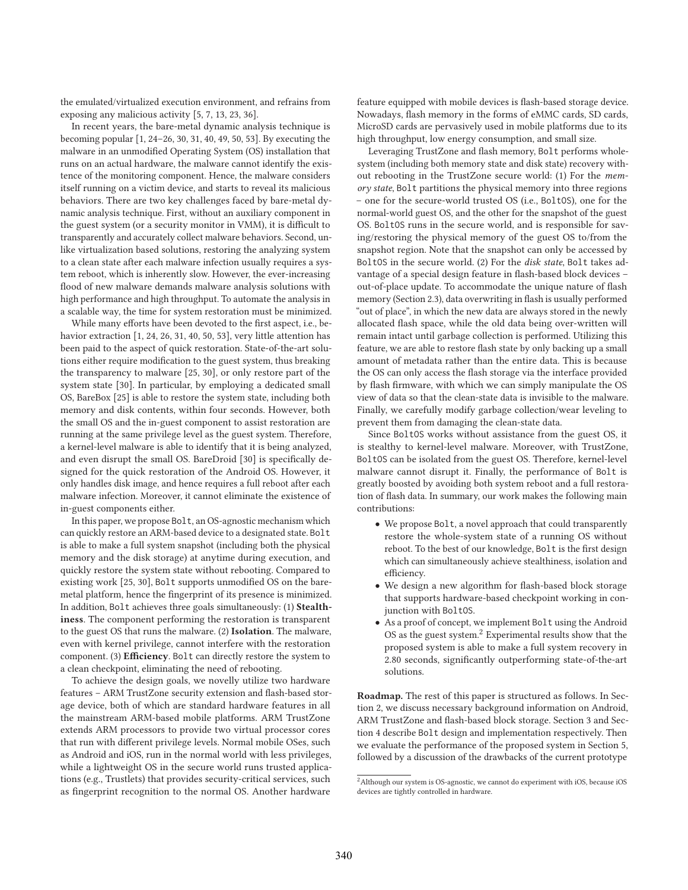the emulated/virtualized execution environment, and refrains from exposing any malicious activity [5, 7, 13, 23, 36].

In recent years, the bare-metal dynamic analysis technique is becoming popular [1, 24–26, 30, 31, 40, 49, 50, 53]. By executing the malware in an unmodified Operating System (OS) installation that runs on an actual hardware, the malware cannot identify the existence of the monitoring component. Hence, the malware considers itself running on a victim device, and starts to reveal its malicious behaviors. There are two key challenges faced by bare-metal dynamic analysis technique. First, without an auxiliary component in the guest system (or a security monitor in VMM), it is difficult to transparently and accurately collect malware behaviors. Second, unlike virtualization based solutions, restoring the analyzing system to a clean state after each malware infection usually requires a system reboot, which is inherently slow. However, the ever-increasing flood of new malware demands malware analysis solutions with high performance and high throughput. To automate the analysis in a scalable way, the time for system restoration must be minimized.

While many efforts have been devoted to the first aspect, i.e., behavior extraction [1, 24, 26, 31, 40, 50, 53], very little attention has been paid to the aspect of quick restoration. State-of-the-art solutions either require modification to the guest system, thus breaking the transparency to malware [25, 30], or only restore part of the system state [30]. In particular, by employing a dedicated small OS, BareBox [25] is able to restore the system state, including both memory and disk contents, within four seconds. However, both the small OS and the in-guest component to assist restoration are running at the same privilege level as the guest system. Therefore, a kernel-level malware is able to identify that it is being analyzed, and even disrupt the small OS. BareDroid [30] is specifically designed for the quick restoration of the Android OS. However, it only handles disk image, and hence requires a full reboot after each malware infection. Moreover, it cannot eliminate the existence of in-guest components either.

In this paper, we propose `Bolt`, an OS-agnostic mechanism which can quickly restore an ARM-based device to a designated state. `Bolt` is able to make a full system snapshot (including both the physical memory and the disk storage) at anytime during execution, and quickly restore the system state without rebooting. Compared to existing work [25, 30], `Bolt` supports unmodified OS on the bare-metal platform, hence the fingerprint of its presence is minimized. In addition, `Bolt` achieves three goals simultaneously: (1) **Stealthiness**. The component performing the restoration is transparent to the guest OS that runs the malware. (2) **Isolation**. The malware, even with kernel privilege, cannot interfere with the restoration component. (3) **Efficiency**. `Bolt` can directly restore the system to a clean checkpoint, eliminating the need of rebooting.

To achieve the design goals, we novelly utilize two hardware features – ARM TrustZone security extension and flash-based storage device, both of which are standard hardware features in all the mainstream ARM-based mobile platforms. ARM TrustZone extends ARM processors to provide two virtual processor cores that run with different privilege levels. Normal mobile OSes, such as Android and iOS, run in the normal world with less privileges, while a lightweight OS in the secure world runs trusted applications (e.g., Trustlets) that provides security-critical services, such as fingerprint recognition to the normal OS. Another hardware feature equipped with mobile devices is flash-based storage device. Nowadays, flash memory in the forms of eMMC cards, SD cards, MicroSD cards are pervasively used in mobile platforms due to its high throughput, low energy consumption, and small size.

Leveraging TrustZone and flash memory, `Bolt` performs whole-system (including both memory state and disk state) recovery without rebooting in the TrustZone secure world: (1) For the *memory state*, `Bolt` partitions the physical memory into three regions – one for the secure-world trusted OS (i.e., `BoltOS`), one for the normal-world guest OS, and the other for the snapshot of the guest OS. `BoltOS` runs in the secure world, and is responsible for saving/restoring the physical memory of the guest OS to/from the snapshot region. Note that the snapshot can only be accessed by `BoltOS` in the secure world. (2) For the *disk state*, `Bolt` takes advantage of a special design feature in flash-based block devices – out-of-place update. To accommodate the unique nature of flash memory (Section 2.3), data overwriting in flash is usually performed "out of place", in which the new data are always stored in the newly allocated flash space, while the old data being over-written will remain intact until garbage collection is performed. Utilizing this feature, we are able to restore flash state by only backing up a small amount of metadata rather than the entire data. This is because the OS can only access the flash storage via the interface provided by flash firmware, with which we can simply manipulate the OS view of data so that the clean-state data is invisible to the malware. Finally, we carefully modify garbage collection/wear leveling to prevent them from damaging the clean-state data.

Since `BoltOS` works without assistance from the guest OS, it is stealthy to kernel-level malware. Moreover, with TrustZone, `BoltOS` can be isolated from the guest OS. Therefore, kernel-level malware cannot disrupt it. Finally, the performance of `Bolt` is greatly boosted by avoiding both system reboot and a full restoration of flash data. In summary, our work makes the following main contributions:

- We propose `Bolt`, a novel approach that could transparently restore the whole-system state of a running OS without reboot. To the best of our knowledge, `Bolt` is the first design which can simultaneously achieve stealthiness, isolation and efficiency.
- We design a new algorithm for flash-based block storage that supports hardware-based checkpoint working in conjunction with `BoltOS`.
- As a proof of concept, we implement `Bolt` using the Android OS as the guest system.[2] Experimental results show that the proposed system is able to make a full system recovery in 2.80 seconds, significantly outperforming state-of-the-art solutions.

**Roadmap.** The rest of this paper is structured as follows. In Section 2, we discuss necessary background information on Android, ARM TrustZone and flash-based block storage. Section 3 and Section 4 describe `Bolt` design and implementation respectively. Then we evaluate the performance of the proposed system in Section 5, followed by a discussion of the drawbacks of the current prototype

[2] Although our system is OS-agnostic, we cannot do experiment with iOS, because iOS devices are tightly controlled in hardware.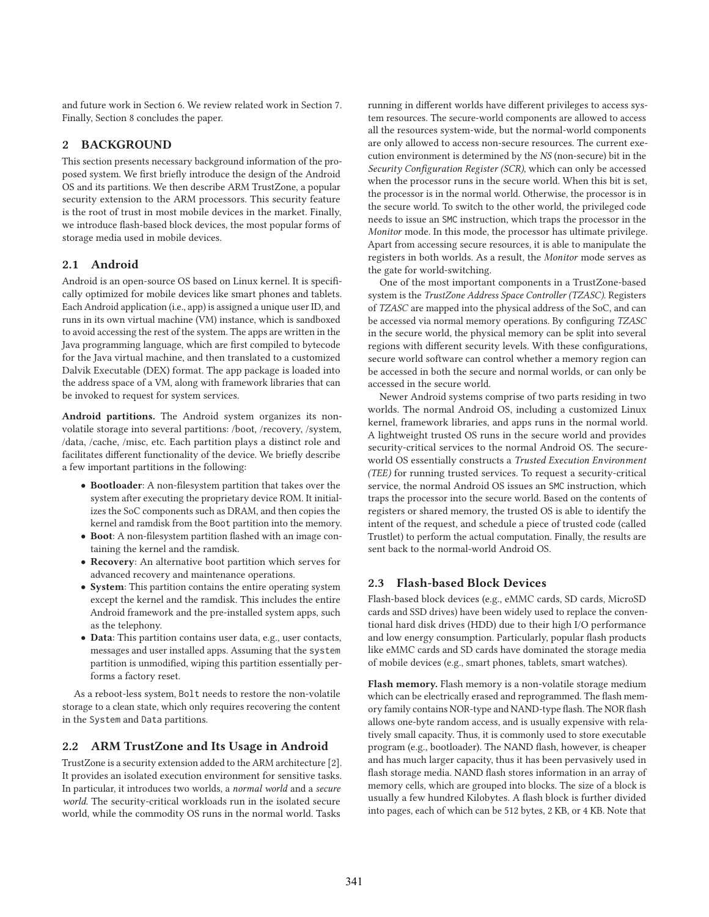and future work in Section 6. We review related work in Section 7. Finally, Section 8 concludes the paper.

## 2 BACKGROUND

This section presents necessary background information of the proposed system. We first briefly introduce the design of the Android OS and its partitions. We then describe ARM TrustZone, a popular security extension to the ARM processors. This security feature is the root of trust in most mobile devices in the market. Finally, we introduce flash-based block devices, the most popular forms of storage media used in mobile devices.

### 2.1 Android

Android is an open-source OS based on Linux kernel. It is specifically optimized for mobile devices like smart phones and tablets. Each Android application (i.e., app) is assigned a unique user ID, and runs in its own virtual machine (VM) instance, which is sandboxed to avoid accessing the rest of the system. The apps are written in the Java programming language, which are first compiled to bytecode for the Java virtual machine, and then translated to a customized Dalvik Executable (DEX) format. The app package is loaded into the address space of a VM, along with framework libraries that can be invoked to request for system services.

**Android partitions.** The Android system organizes its non-volatile storage into several partitions: /boot, /recovery, /system, /data, /cache, /misc, etc. Each partition plays a distinct role and facilitates different functionality of the device. We briefly describe a few important partitions in the following:

- **Bootloader**: A non-filesystem partition that takes over the system after executing the proprietary device ROM. It initializes the SoC components such as DRAM, and then copies the kernel and ramdisk from the `Boot` partition into the memory.
- **Boot**: A non-filesystem partition flashed with an image containing the kernel and the ramdisk.
- **Recovery**: An alternative boot partition which serves for advanced recovery and maintenance operations.
- **System**: This partition contains the entire operating system except the kernel and the ramdisk. This includes the entire Android framework and the pre-installed system apps, such as the telephony.
- **Data**: This partition contains user data, e.g., user contacts, messages and user installed apps. Assuming that the `system` partition is unmodified, wiping this partition essentially performs a factory reset.

As a reboot-less system, `Bolt` needs to restore the non-volatile storage to a clean state, which only requires recovering the content in the `System` and `Data` partitions.

### 2.2 ARM TrustZone and Its Usage in Android

TrustZone is a security extension added to the ARM architecture [2]. It provides an isolated execution environment for sensitive tasks. In particular, it introduces two worlds, a *normal world* and a *secure world*. The security-critical workloads run in the isolated secure world, while the commodity OS runs in the normal world. Tasks running in different worlds have different privileges to access system resources. The secure-world components are allowed to access all the resources system-wide, but the normal-world components are only allowed to access non-secure resources. The current execution environment is determined by the *NS* (non-secure) bit in the *Security Configuration Register (SCR)*, which can only be accessed when the processor runs in the secure world. When this bit is set, the processor is in the normal world. Otherwise, the processor is in the secure world. To switch to the other world, the privileged code needs to issue an `SMC` instruction, which traps the processor in the *Monitor* mode. In this mode, the processor has ultimate privilege. Apart from accessing secure resources, it is able to manipulate the registers in both worlds. As a result, the *Monitor* mode serves as the gate for world-switching.

One of the most important components in a TrustZone-based system is the *TrustZone Address Space Controller (TZASC)*. Registers of *TZASC* are mapped into the physical address of the SoC, and can be accessed via normal memory operations. By configuring *TZASC* in the secure world, the physical memory can be split into several regions with different security levels. With these configurations, secure world software can control whether a memory region can be accessed in both the secure and normal worlds, or can only be accessed in the secure world.

Newer Android systems comprise of two parts residing in two worlds. The normal Android OS, including a customized Linux kernel, framework libraries, and apps runs in the normal world. A lightweight trusted OS runs in the secure world and provides security-critical services to the normal Android OS. The secure-world OS essentially constructs a *Trusted Execution Environment (TEE)* for running trusted services. To request a security-critical service, the normal Android OS issues an `SMC` instruction, which traps the processor into the secure world. Based on the contents of registers or shared memory, the trusted OS is able to identify the intent of the request, and schedule a piece of trusted code (called Trustlet) to perform the actual computation. Finally, the results are sent back to the normal-world Android OS.

### 2.3 Flash-based Block Devices

Flash-based block devices (e.g., eMMC cards, SD cards, MicroSD cards and SSD drives) have been widely used to replace the conventional hard disk drives (HDD) due to their high I/O performance and low energy consumption. Particularly, popular flash products like eMMC cards and SD cards have dominated the storage media of mobile devices (e.g., smart phones, tablets, smart watches).

**Flash memory.** Flash memory is a non-volatile storage medium which can be electrically erased and reprogrammed. The flash memory family contains NOR-type and NAND-type flash. The NOR flash allows one-byte random access, and is usually expensive with relatively small capacity. Thus, it is commonly used to store executable program (e.g., bootloader). The NAND flash, however, is cheaper and has much larger capacity, thus it has been pervasively used in flash storage media. NAND flash stores information in an array of memory cells, which are grouped into blocks. The size of a block is usually a few hundred Kilobytes. A flash block is further divided into pages, each of which can be 512 bytes, 2 KB, or 4 KB. Note that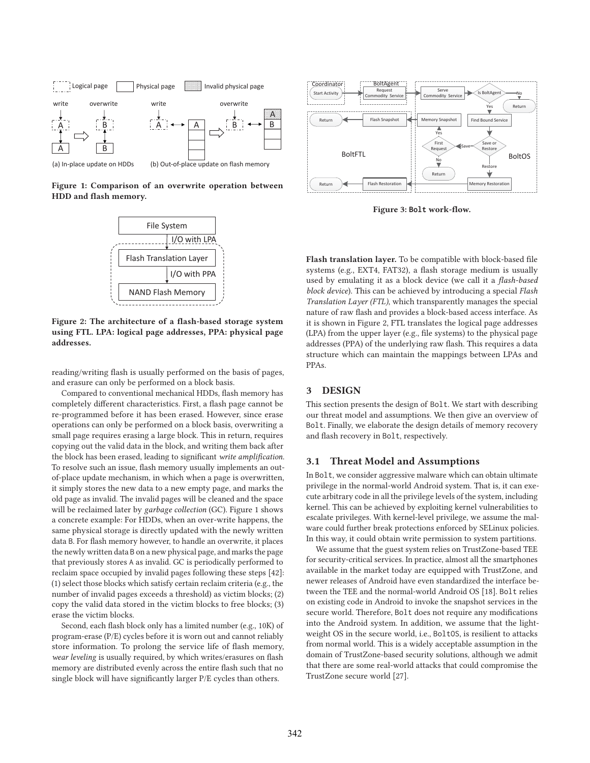Figure 1: Comparison of an overwrite operation between HDD and flash memory.

Figure 2: The architecture of a flash-based storage system using FTL. LPA: logical page addresses, PPA: physical page addresses.

reading/writing flash is usually performed on the basis of pages, and erasure can only be performed on a block basis.

Compared to conventional mechanical HDDs, flash memory has completely different characteristics. First, a flash page cannot be re-programmed before it has been erased. However, since erase operations can only be performed on a block basis, overwriting a small page requires erasing a large block. This in return, requires copying out the valid data in the block, and writing them back after the block has been erased, leading to significant *write amplification*. To resolve such an issue, flash memory usually implements an out-of-place update mechanism, in which when a page is overwritten, it simply stores the new data to a new empty page, and marks the old page as invalid. The invalid pages will be cleaned and the space will be reclaimed later by *garbage collection* (GC). Figure 1 shows a concrete example: For HDDs, when an over-write happens, the same physical storage is directly updated with the newly written data B. For flash memory however, to handle an overwrite, it places the newly written data B on a new physical page, and marks the page that previously stores A as invalid. GC is periodically performed to reclaim space occupied by invalid pages following these steps [42]: (1) select those blocks which satisfy certain reclaim criteria (e.g., the number of invalid pages exceeds a threshold) as victim blocks; (2) copy the valid data stored in the victim blocks to free blocks; (3) erase the victim blocks.

Second, each flash block only has a limited number (e.g., 10K) of program-erase (P/E) cycles before it is worn out and cannot reliably store information. To prolong the service life of flash memory, *wear leveling* is usually required, by which writes/erasures on flash memory are distributed evenly across the entire flash such that no single block will have significantly larger P/E cycles than others.

Figure 3: Bolt work-flow.

**Flash translation layer.** To be compatible with block-based file systems (e.g., EXT4, FAT32), a flash storage medium is usually used by emulating it as a block device (we call it a *flash-based block device*). This can be achieved by introducing a special *Flash Translation Layer (FTL)*, which transparently manages the special nature of raw flash and provides a block-based access interface. As it is shown in Figure 2, FTL translates the logical page addresses (LPA) from the upper layer (e.g., file systems) to the physical page addresses (PPA) of the underlying raw flash. This requires a data structure which can maintain the mappings between LPAs and PPAs.

## 3 DESIGN

This section presents the design of Bolt. We start with describing our threat model and assumptions. We then give an overview of Bolt. Finally, we elaborate the design details of memory recovery and flash recovery in Bolt, respectively.

### 3.1 Threat Model and Assumptions

In Bolt, we consider aggressive malware which can obtain ultimate privilege in the normal-world Android system. That is, it can execute arbitrary code in all the privilege levels of the system, including kernel. This can be achieved by exploiting kernel vulnerabilities to escalate privileges. With kernel-level privilege, we assume the malware could further break protections enforced by SELinux policies. In this way, it could obtain write permission to system partitions.

We assume that the guest system relies on TrustZone-based TEE for security-critical services. In practice, almost all the smartphones available in the market today are equipped with TrustZone, and newer releases of Android have even standardized the interface between the TEE and the normal-world Android OS [18]. Bolt relies on existing code in Android to invoke the snapshot services in the secure world. Therefore, Bolt does not require any modifications into the Android system. In addition, we assume that the lightweight OS in the secure world, i.e., BoltOS, is resilient to attacks from normal world. This is a widely acceptable assumption in the domain of TrustZone-based security solutions, although we admit that there are some real-world attacks that could compromise the TrustZone secure world [27].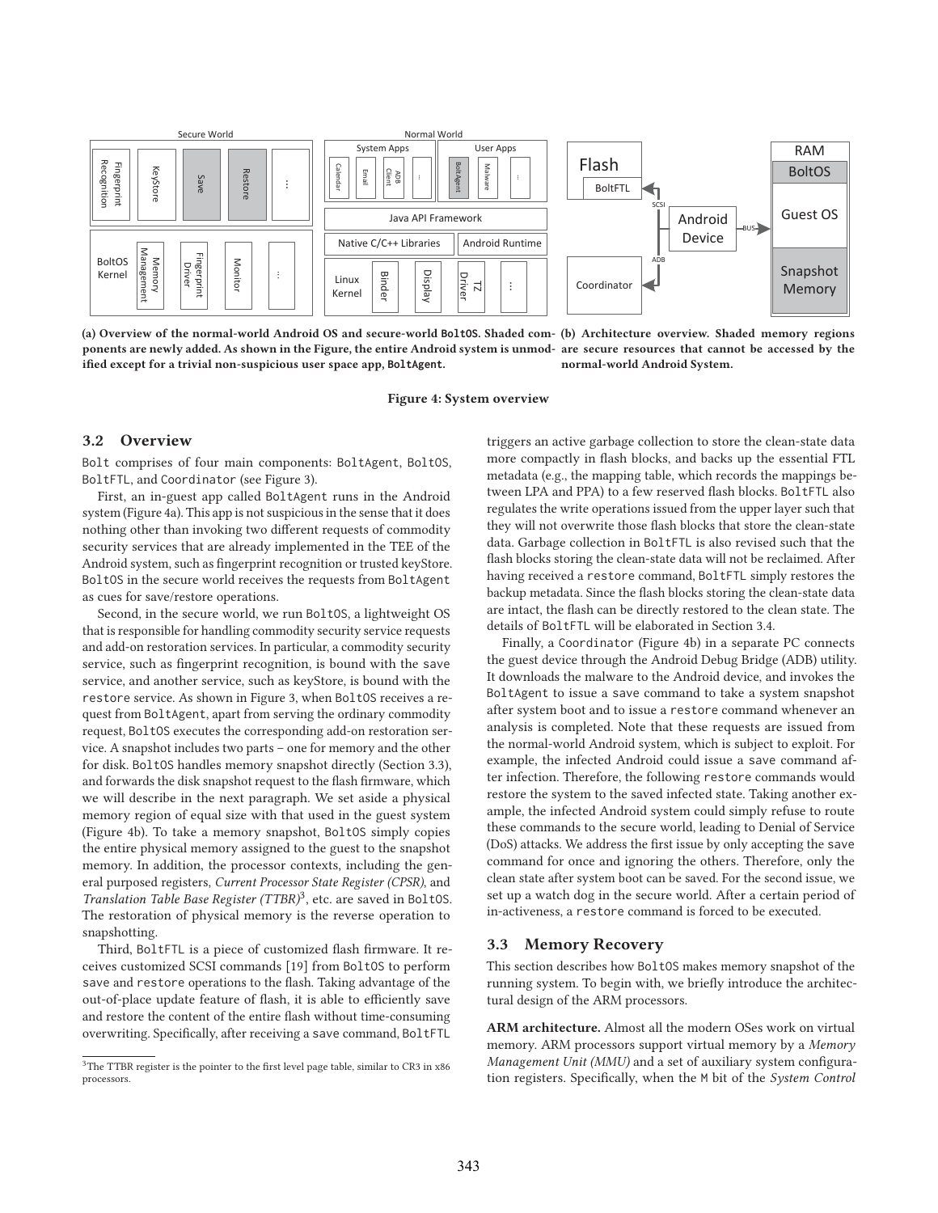(a) **Overview of the normal-world Android OS and secure-world BoltOS. Shaded components are newly added. As shown in the Figure, the entire Android system is unmodified except for a trivial non-suspicious user space app, BoltAgent.**

(b) **Architecture overview. Shaded memory regions are secure resources that cannot be accessed by the normal-world Android System.**

**Figure 4: System overview**

## 3.2 Overview

Bolt comprises of four main components: BoltAgent, BoltOS, BoltFTL, and Coordinator (see Figure 3).

First, an in-guest app called BoltAgent runs in the Android system (Figure 4a). This app is not suspicious in the sense that it does nothing other than invoking two different requests of commodity security services that are already implemented in the TEE of the Android system, such as fingerprint recognition or trusted keyStore. BoltOS in the secure world receives the requests from BoltAgent as cues for save/restore operations.

Second, in the secure world, we run BoltOS, a lightweight OS that is responsible for handling commodity security service requests and add-on restoration services. In particular, a commodity security service, such as fingerprint recognition, is bound with the save service, and another service, such as keyStore, is bound with the restore service. As shown in Figure 3, when BoltOS receives a request from BoltAgent, apart from serving the ordinary commodity request, BoltOS executes the corresponding add-on restoration service. A snapshot includes two parts – one for memory and the other for disk. BoltOS handles memory snapshot directly (Section 3.3), and forwards the disk snapshot request to the flash firmware, which we will describe in the next paragraph. We set aside a physical memory region of equal size with that used in the guest system (Figure 4b). To take a memory snapshot, BoltOS simply copies the entire physical memory assigned to the guest to the snapshot memory. In addition, the processor contexts, including the general purposed registers, *Current Processor State Register (CPSR)*, and *Translation Table Base Register (TTBR)*[3], etc. are saved in BoltOS. The restoration of physical memory is the reverse operation to snapshotting.

Third, BoltFTL is a piece of customized flash firmware. It receives customized SCSI commands [19] from BoltOS to perform save and restore operations to the flash. Taking advantage of the out-of-place update feature of flash, it is able to efficiently save and restore the content of the entire flash without time-consuming overwriting. Specifically, after receiving a save command, BoltFTL triggers an active garbage collection to store the clean-state data more compactly in flash blocks, and backs up the essential FTL metadata (e.g., the mapping table, which records the mappings between LPA and PPA) to a few reserved flash blocks. BoltFTL also regulates the write operations issued from the upper layer such that they will not overwrite those flash blocks that store the clean-state data. Garbage collection in BoltFTL is also revised such that the flash blocks storing the clean-state data will not be reclaimed. After having received a restore command, BoltFTL simply restores the backup metadata. Since the flash blocks storing the clean-state data are intact, the flash can be directly restored to the clean state. The details of BoltFTL will be elaborated in Section 3.4.

Finally, a Coordinator (Figure 4b) in a separate PC connects the guest device through the Android Debug Bridge (ADB) utility. It downloads the malware to the Android device, and invokes the BoltAgent to issue a save command to take a system snapshot after system boot and to issue a restore command whenever an analysis is completed. Note that these requests are issued from the normal-world Android system, which is subject to exploit. For example, the infected Android could issue a save command after infection. Therefore, the following restore commands would restore the system to the saved infected state. Taking another example, the infected Android system could simply refuse to route these commands to the secure world, leading to Denial of Service (DoS) attacks. We address the first issue by only accepting the save command for once and ignoring the others. Therefore, only the clean state after system boot can be saved. For the second issue, we set up a watch dog in the secure world. After a certain period of in-activeness, a restore command is forced to be executed.

## 3.3 Memory Recovery

This section describes how BoltOS makes memory snapshot of the running system. To begin with, we briefly introduce the architectural design of the ARM processors.

**ARM architecture.** Almost all the modern OSes work on virtual memory. ARM processors support virtual memory by a *Memory Management Unit (MMU)* and a set of auxiliary system configuration registers. Specifically, when the M bit of the *System Control*

[3] The TTBR register is the pointer to the first level page table, similar to CR3 in x86 processors.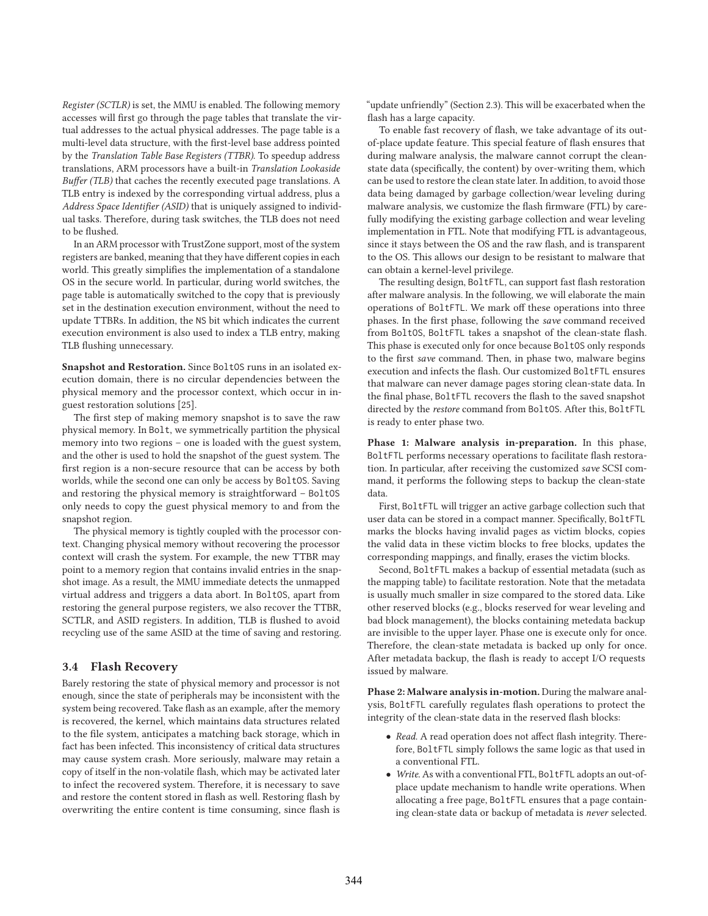*Register (SCTLR)* is set, the MMU is enabled. The following memory accesses will first go through the page tables that translate the virtual addresses to the actual physical addresses. The page table is a multi-level data structure, with the first-level base address pointed by the *Translation Table Base Registers (TTBR)*. To speedup address translations, ARM processors have a built-in *Translation Lookaside Buffer (TLB)* that caches the recently executed page translations. A TLB entry is indexed by the corresponding virtual address, plus a *Address Space Identifier (ASID)* that is uniquely assigned to individual tasks. Therefore, during task switches, the TLB does not need to be flushed.

In an ARM processor with TrustZone support, most of the system registers are banked, meaning that they have different copies in each world. This greatly simplifies the implementation of a standalone OS in the secure world. In particular, during world switches, the page table is automatically switched to the copy that is previously set in the destination execution environment, without the need to update TTBRs. In addition, the `NS` bit which indicates the current execution environment is also used to index a TLB entry, making TLB flushing unnecessary.

**Snapshot and Restoration.** Since `BoltOS` runs in an isolated execution domain, there is no circular dependencies between the physical memory and the processor context, which occur in in-guest restoration solutions [25].

The first step of making memory snapshot is to save the raw physical memory. In `Bolt`, we symmetrically partition the physical memory into two regions – one is loaded with the guest system, and the other is used to hold the snapshot of the guest system. The first region is a non-secure resource that can be access by both worlds, while the second one can only be access by `BoltOS`. Saving and restoring the physical memory is straightforward – `BoltOS` only needs to copy the guest physical memory to and from the snapshot region.

The physical memory is tightly coupled with the processor context. Changing physical memory without recovering the processor context will crash the system. For example, the new TTBR may point to a memory region that contains invalid entries in the snapshot image. As a result, the MMU immediate detects the unmapped virtual address and triggers a data abort. In `BoltOS`, apart from restoring the general purpose registers, we also recover the TTBR, SCTLR, and ASID registers. In addition, TLB is flushed to avoid recycling use of the same ASID at the time of saving and restoring.

### 3.4 Flash Recovery

Barely restoring the state of physical memory and processor is not enough, since the state of peripherals may be inconsistent with the system being recovered. Take flash as an example, after the memory is recovered, the kernel, which maintains data structures related to the file system, anticipates a matching back storage, which in fact has been infected. This inconsistency of critical data structures may cause system crash. More seriously, malware may retain a copy of itself in the non-volatile flash, which may be activated later to infect the recovered system. Therefore, it is necessary to save and restore the content stored in flash as well. Restoring flash by overwriting the entire content is time consuming, since flash is "update unfriendly" (Section 2.3). This will be exacerbated when the flash has a large capacity.

To enable fast recovery of flash, we take advantage of its out-of-place update feature. This special feature of flash ensures that during malware analysis, the malware cannot corrupt the clean-state data (specifically, the content) by over-writing them, which can be used to restore the clean state later. In addition, to avoid those data being damaged by garbage collection/wear leveling during malware analysis, we customize the flash firmware (FTL) by carefully modifying the existing garbage collection and wear leveling implementation in FTL. Note that modifying FTL is advantageous, since it stays between the OS and the raw flash, and is transparent to the OS. This allows our design to be resistant to malware that can obtain a kernel-level privilege.

The resulting design, `BoltFTL`, can support fast flash restoration after malware analysis. In the following, we will elaborate the main operations of `BoltFTL`. We mark off these operations into three phases. In the first phase, following the *save* command received from `BoltOS`, `BoltFTL` takes a snapshot of the clean-state flash. This phase is executed only for once because `BoltOS` only responds to the first *save* command. Then, in phase two, malware begins execution and infects the flash. Our customized `BoltFTL` ensures that malware can never damage pages storing clean-state data. In the final phase, `BoltFTL` recovers the flash to the saved snapshot directed by the *restore* command from `BoltOS`. After this, `BoltFTL` is ready to enter phase two.

**Phase 1: Malware analysis in-preparation.** In this phase, `BoltFTL` performs necessary operations to facilitate flash restoration. In particular, after receiving the customized *save* SCSI command, it performs the following steps to backup the clean-state data.

First, `BoltFTL` will trigger an active garbage collection such that user data can be stored in a compact manner. Specifically, `BoltFTL` marks the blocks having invalid pages as victim blocks, copies the valid data in these victim blocks to free blocks, updates the corresponding mappings, and finally, erases the victim blocks.

Second, `BoltFTL` makes a backup of essential metadata (such as the mapping table) to facilitate restoration. Note that the metadata is usually much smaller in size compared to the stored data. Like other reserved blocks (e.g., blocks reserved for wear leveling and bad block management), the blocks containing metedata backup are invisible to the upper layer. Phase one is execute only for once. Therefore, the clean-state metadata is backed up only for once. After metadata backup, the flash is ready to accept I/O requests issued by malware.

**Phase 2: Malware analysis in-motion.** During the malware analysis, `BoltFTL` carefully regulates flash operations to protect the integrity of the clean-state data in the reserved flash blocks:

- *Read.* A read operation does not affect flash integrity. Therefore, `BoltFTL` simply follows the same logic as that used in a conventional FTL.
- *Write.* As with a conventional FTL, `BoltFTL` adopts an out-of-place update mechanism to handle write operations. When allocating a free page, `BoltFTL` ensures that a page containing clean-state data or backup of metadata is *never* selected.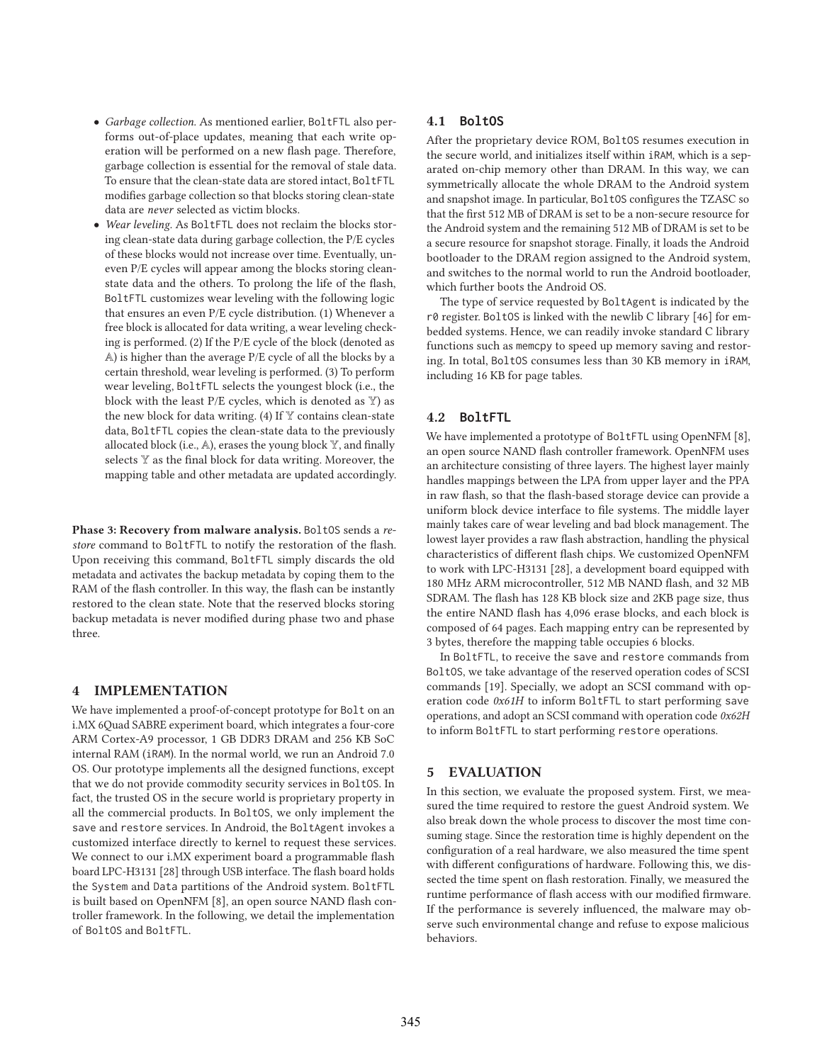- *Garbage collection.* As mentioned earlier, BoltFTL also performs out-of-place updates, meaning that each write operation will be performed on a new flash page. Therefore, garbage collection is essential for the removal of stale data. To ensure that the clean-state data are stored intact, BoltFTL modifies garbage collection so that blocks storing clean-state data are *never* selected as victim blocks.
- *Wear leveling.* As BoltFTL does not reclaim the blocks storing clean-state data during garbage collection, the P/E cycles of these blocks would not increase over time. Eventually, uneven P/E cycles will appear among the blocks storing clean-state data and the others. To prolong the life of the flash, BoltFTL customizes wear leveling with the following logic that ensures an even P/E cycle distribution. (1) Whenever a free block is allocated for data writing, a wear leveling checking is performed. (2) If the P/E cycle of the block (denoted as $\mathbb{A}$) is higher than the average P/E cycle of all the blocks by a certain threshold, wear leveling is performed. (3) To perform wear leveling, BoltFTL selects the youngest block (i.e., the block with the least P/E cycles, which is denoted as $\mathbb{Y}$) as the new block for data writing. (4) If $\mathbb{Y}$ contains clean-state data, BoltFTL copies the clean-state data to the previously allocated block (i.e., $\mathbb{A}$), erases the young block $\mathbb{Y}$, and finally selects $\mathbb{Y}$ as the final block for data writing. Moreover, the mapping table and other metadata are updated accordingly.

**Phase 3: Recovery from malware analysis.** BoltOS sends a *restore* command to BoltFTL to notify the restoration of the flash. Upon receiving this command, BoltFTL simply discards the old metadata and activates the backup metadata by coping them to the RAM of the flash controller. In this way, the flash can be instantly restored to the clean state. Note that the reserved blocks storing backup metadata is never modified during phase two and phase three.

# 4 IMPLEMENTATION

We have implemented a proof-of-concept prototype for Bolt on an i.MX 6Quad SABRE experiment board, which integrates a four-core ARM Cortex-A9 processor, 1 GB DDR3 DRAM and 256 KB SoC internal RAM (iRAM). In the normal world, we run an Android 7.0 OS. Our prototype implements all the designed functions, except that we do not provide commodity security services in BoltOS. In fact, the trusted OS in the secure world is proprietary property in all the commercial products. In BoltOS, we only implement the save and restore services. In Android, the BoltAgent invokes a customized interface directly to kernel to request these services. We connect to our i.MX experiment board a programmable flash board LPC-H3131 [28] through USB interface. The flash board holds the System and Data partitions of the Android system. BoltFTL is built based on OpenNFM [8], an open source NAND flash controller framework. In the following, we detail the implementation of BoltOS and BoltFTL.

## 4.1 BoltOS

After the proprietary device ROM, BoltOS resumes execution in the secure world, and initializes itself within iRAM, which is a separated on-chip memory other than DRAM. In this way, we can symmetrically allocate the whole DRAM to the Android system and snapshot image. In particular, BoltOS configures the TZASC so that the first 512 MB of DRAM is set to be a non-secure resource for the Android system and the remaining 512 MB of DRAM is set to be a secure resource for snapshot storage. Finally, it loads the Android bootloader to the DRAM region assigned to the Android system, and switches to the normal world to run the Android bootloader, which further boots the Android OS.

The type of service requested by BoltAgent is indicated by the r0 register. BoltOS is linked with the newlib C library [46] for embedded systems. Hence, we can readily invoke standard C library functions such as memcpy to speed up memory saving and restoring. In total, BoltOS consumes less than 30 KB memory in iRAM, including 16 KB for page tables.

## 4.2 BoltFTL

We have implemented a prototype of BoltFTL using OpenNFM [8], an open source NAND flash controller framework. OpenNFM uses an architecture consisting of three layers. The highest layer mainly handles mappings between the LPA from upper layer and the PPA in raw flash, so that the flash-based storage device can provide a uniform block device interface to file systems. The middle layer mainly takes care of wear leveling and bad block management. The lowest layer provides a raw flash abstraction, handling the physical characteristics of different flash chips. We customized OpenNFM to work with LPC-H3131 [28], a development board equipped with 180 MHz ARM microcontroller, 512 MB NAND flash, and 32 MB SDRAM. The flash has 128 KB block size and 2KB page size, thus the entire NAND flash has 4,096 erase blocks, and each block is composed of 64 pages. Each mapping entry can be represented by 3 bytes, therefore the mapping table occupies 6 blocks.

In BoltFTL, to receive the save and restore commands from BoltOS, we take advantage of the reserved operation codes of SCSI commands [19]. Specially, we adopt an SCSI command with operation code *0x61H* to inform BoltFTL to start performing save operations, and adopt an SCSI command with operation code *0x62H* to inform BoltFTL to start performing restore operations.

# 5 EVALUATION

In this section, we evaluate the proposed system. First, we measured the time required to restore the guest Android system. We also break down the whole process to discover the most time consuming stage. Since the restoration time is highly dependent on the configuration of a real hardware, we also measured the time spent with different configurations of hardware. Following this, we dissected the time spent on flash restoration. Finally, we measured the runtime performance of flash access with our modified firmware. If the performance is severely influenced, the malware may observe such environmental change and refuse to expose malicious behaviors.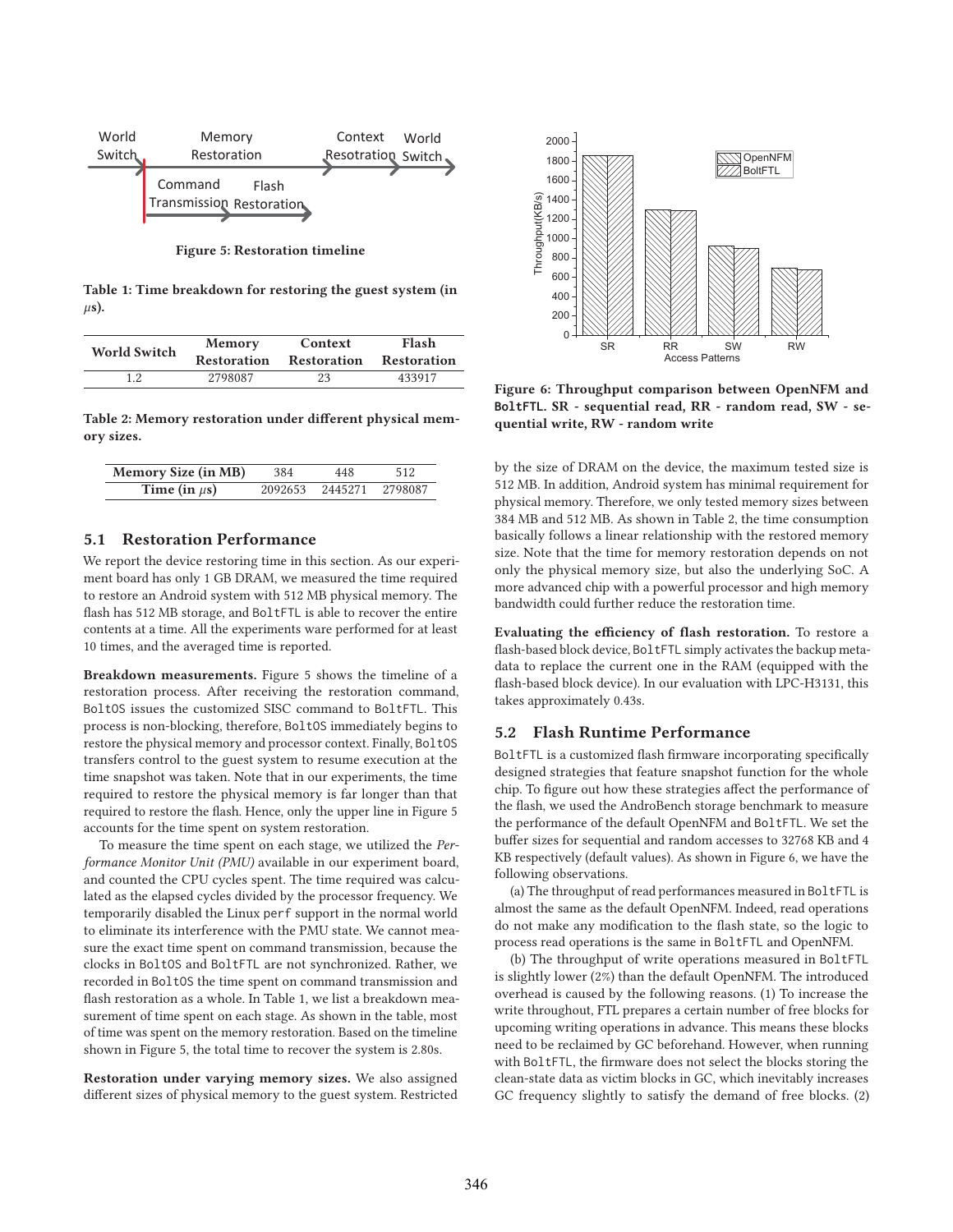Figure 5: Restoration timeline

Table 1: Time breakdown for restoring the guest system (in $\mu$s).

| World Switch | Memory Restoration | Context Restoration | Flash Restoration |
|---|---|---|---|
| 1.2 | 2798087 | 23 | 433917 |

Table 2: Memory restoration under different physical memory sizes.

| Memory Size (in MB) | 384 | 448 | 512 |
|---|---|---|---|
| Time (in $\mu$s) | 2092653 | 2445271 | 2798087 |

## 5.1 Restoration Performance

We report the device restoring time in this section. As our experiment board has only 1 GB DRAM, we measured the time required to restore an Android system with 512 MB physical memory. The flash has 512 MB storage, and BoltFTL is able to recover the entire contents at a time. All the experiments ware performed for at least 10 times, and the averaged time is reported.

**Breakdown measurements.** Figure 5 shows the timeline of a restoration process. After receiving the restoration command, BoltOS issues the customized SISC command to BoltFTL. This process is non-blocking, therefore, BoltOS immediately begins to restore the physical memory and processor context. Finally, BoltOS transfers control to the guest system to resume execution at the time snapshot was taken. Note that in our experiments, the time required to restore the physical memory is far longer than that required to restore the flash. Hence, only the upper line in Figure 5 accounts for the time spent on system restoration.

To measure the time spent on each stage, we utilized the *Performance Monitor Unit (PMU)* available in our experiment board, and counted the CPU cycles spent. The time required was calculated as the elapsed cycles divided by the processor frequency. We temporarily disabled the Linux perf support in the normal world to eliminate its interference with the PMU state. We cannot measure the exact time spent on command transmission, because the clocks in BoltOS and BoltFTL are not synchronized. Rather, we recorded in BoltOS the time spent on command transmission and flash restoration as a whole. In Table 1, we list a breakdown measurement of time spent on each stage. As shown in the table, most of time was spent on the memory restoration. Based on the timeline shown in Figure 5, the total time to recover the system is 2.80s.

**Restoration under varying memory sizes.** We also assigned different sizes of physical memory to the guest system. Restricted by the size of DRAM on the device, the maximum tested size is 512 MB. In addition, Android system has minimal requirement for physical memory. Therefore, we only tested memory sizes between 384 MB and 512 MB. As shown in Table 2, the time consumption basically follows a linear relationship with the restored memory size. Note that the time for memory restoration depends on not only the physical memory size, but also the underlying SoC. A more advanced chip with a powerful processor and high memory bandwidth could further reduce the restoration time.

**Evaluating the efficiency of flash restoration.** To restore a flash-based block device, BoltFTL simply activates the backup metadata to replace the current one in the RAM (equipped with the flash-based block device). In our evaluation with LPC-H3131, this takes approximately 0.43s.

Figure 6: Throughput comparison between OpenNFM and BoltFTL. SR - sequential read, RR - random read, SW - sequential write, RW - random write

## 5.2 Flash Runtime Performance

BoltFTL is a customized flash firmware incorporating specifically designed strategies that feature snapshot function for the whole chip. To figure out how these strategies affect the performance of the flash, we used the AndroBench storage benchmark to measure the performance of the default OpenNFM and BoltFTL. We set the buffer sizes for sequential and random accesses to 32768 KB and 4 KB respectively (default values). As shown in Figure 6, we have the following observations.

(a) The throughput of read performances measured in BoltFTL is almost the same as the default OpenNFM. Indeed, read operations do not make any modification to the flash state, so the logic to process read operations is the same in BoltFTL and OpenNFM.

(b) The throughput of write operations measured in BoltFTL is slightly lower (2%) than the default OpenNFM. The introduced overhead is caused by the following reasons. (1) To increase the write throughout, FTL prepares a certain number of free blocks for upcoming writing operations in advance. This means these blocks need to be reclaimed by GC beforehand. However, when running with BoltFTL, the firmware does not select the blocks storing the clean-state data as victim blocks in GC, which inevitably increases GC frequency slightly to satisfy the demand of free blocks. (2)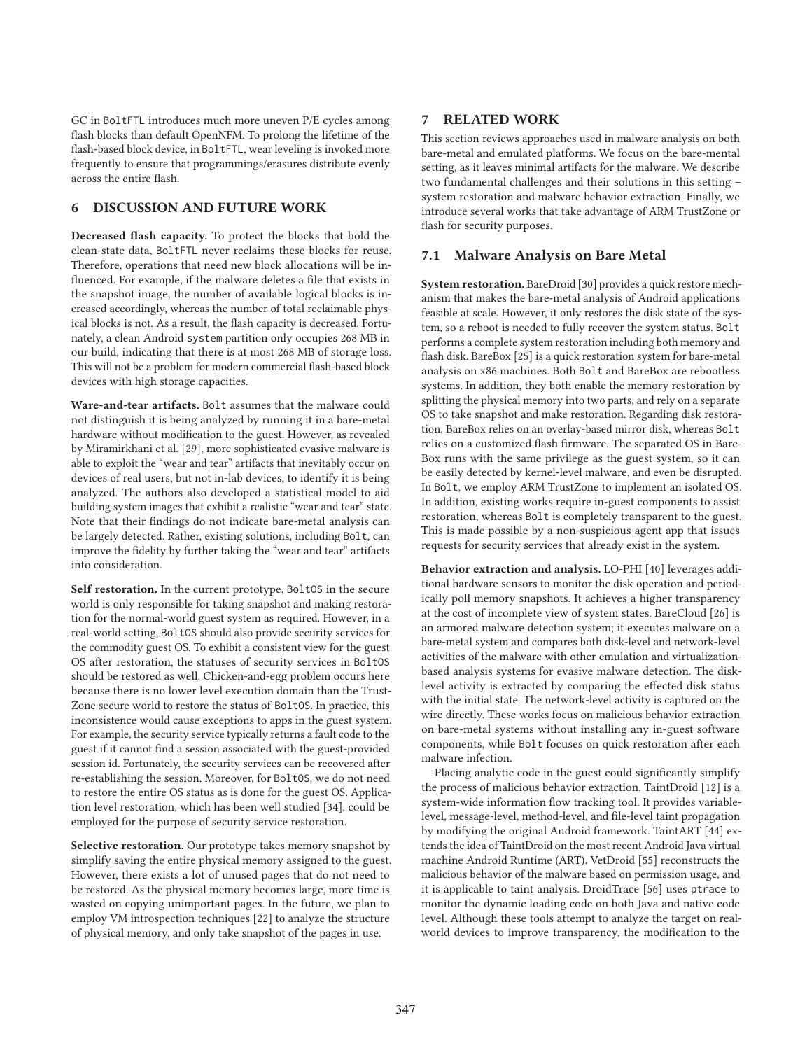GC in BoltFTL introduces much more uneven P/E cycles among flash blocks than default OpenNFM. To prolong the lifetime of the flash-based block device, in BoltFTL, wear leveling is invoked more frequently to ensure that programmings/erasures distribute evenly across the entire flash.

## 6 DISCUSSION AND FUTURE WORK

**Decreased flash capacity.** To protect the blocks that hold the clean-state data, BoltFTL never reclaims these blocks for reuse. Therefore, operations that need new block allocations will be influenced. For example, if the malware deletes a file that exists in the snapshot image, the number of available logical blocks is increased accordingly, whereas the number of total reclaimable physical blocks is not. As a result, the flash capacity is decreased. Fortunately, a clean Android system partition only occupies 268 MB in our build, indicating that there is at most 268 MB of storage loss. This will not be a problem for modern commercial flash-based block devices with high storage capacities.

**Ware-and-tear artifacts.** Bolt assumes that the malware could not distinguish it is being analyzed by running it in a bare-metal hardware without modification to the guest. However, as revealed by Miramirkhani et al. [29], more sophisticated evasive malware is able to exploit the "wear and tear" artifacts that inevitably occur on devices of real users, but not in-lab devices, to identify it is being analyzed. The authors also developed a statistical model to aid building system images that exhibit a realistic "wear and tear" state. Note that their findings do not indicate bare-metal analysis can be largely detected. Rather, existing solutions, including Bolt, can improve the fidelity by further taking the "wear and tear" artifacts into consideration.

**Self restoration.** In the current prototype, BoltOS in the secure world is only responsible for taking snapshot and making restoration for the normal-world guest system as required. However, in a real-world setting, BoltOS should also provide security services for the commodity guest OS. To exhibit a consistent view for the guest OS after restoration, the statuses of security services in BoltOS should be restored as well. Chicken-and-egg problem occurs here because there is no lower level execution domain than the TrustZone secure world to restore the status of BoltOS. In practice, this inconsistence would cause exceptions to apps in the guest system. For example, the security service typically returns a fault code to the guest if it cannot find a session associated with the guest-provided session id. Fortunately, the security services can be recovered after re-establishing the session. Moreover, for BoltOS, we do not need to restore the entire OS status as is done for the guest OS. Application level restoration, which has been well studied [34], could be employed for the purpose of security service restoration.

**Selective restoration.** Our prototype takes memory snapshot by simplify saving the entire physical memory assigned to the guest. However, there exists a lot of unused pages that do not need to be restored. As the physical memory becomes large, more time is wasted on copying unimportant pages. In the future, we plan to employ VM introspection techniques [22] to analyze the structure of physical memory, and only take snapshot of the pages in use.

## 7 RELATED WORK

This section reviews approaches used in malware analysis on both bare-metal and emulated platforms. We focus on the bare-mental setting, as it leaves minimal artifacts for the malware. We describe two fundamental challenges and their solutions in this setting – system restoration and malware behavior extraction. Finally, we introduce several works that take advantage of ARM TrustZone or flash for security purposes.

### 7.1 Malware Analysis on Bare Metal

**System restoration.** BareDroid [30] provides a quick restore mechanism that makes the bare-metal analysis of Android applications feasible at scale. However, it only restores the disk state of the system, so a reboot is needed to fully recover the system status. Bolt performs a complete system restoration including both memory and flash disk. BareBox [25] is a quick restoration system for bare-metal analysis on x86 machines. Both Bolt and BareBox are rebootless systems. In addition, they both enable the memory restoration by splitting the physical memory into two parts, and rely on a separate OS to take snapshot and make restoration. Regarding disk restoration, BareBox relies on an overlay-based mirror disk, whereas Bolt relies on a customized flash firmware. The separated OS in BareBox runs with the same privilege as the guest system, so it can be easily detected by kernel-level malware, and even be disrupted. In Bolt, we employ ARM TrustZone to implement an isolated OS. In addition, existing works require in-guest components to assist restoration, whereas Bolt is completely transparent to the guest. This is made possible by a non-suspicious agent app that issues requests for security services that already exist in the system.

**Behavior extraction and analysis.** LO-PHI [40] leverages additional hardware sensors to monitor the disk operation and periodically poll memory snapshots. It achieves a higher transparency at the cost of incomplete view of system states. BareCloud [26] is an armored malware detection system; it executes malware on a bare-metal system and compares both disk-level and network-level activities of the malware with other emulation and virtualization-based analysis systems for evasive malware detection. The disk-level activity is extracted by comparing the effected disk status with the initial state. The network-level activity is captured on the wire directly. These works focus on malicious behavior extraction on bare-metal systems without installing any in-guest software components, while Bolt focuses on quick restoration after each malware infection.

Placing analytic code in the guest could significantly simplify the process of malicious behavior extraction. TaintDroid [12] is a system-wide information flow tracking tool. It provides variable-level, message-level, method-level, and file-level taint propagation by modifying the original Android framework. TaintART [44] extends the idea of TaintDroid on the most recent Android Java virtual machine Android Runtime (ART). VetDroid [55] reconstructs the malicious behavior of the malware based on permission usage, and it is applicable to taint analysis. DroidTrace [56] uses ptrace to monitor the dynamic loading code on both Java and native code level. Although these tools attempt to analyze the target on real-world devices to improve transparency, the modification to the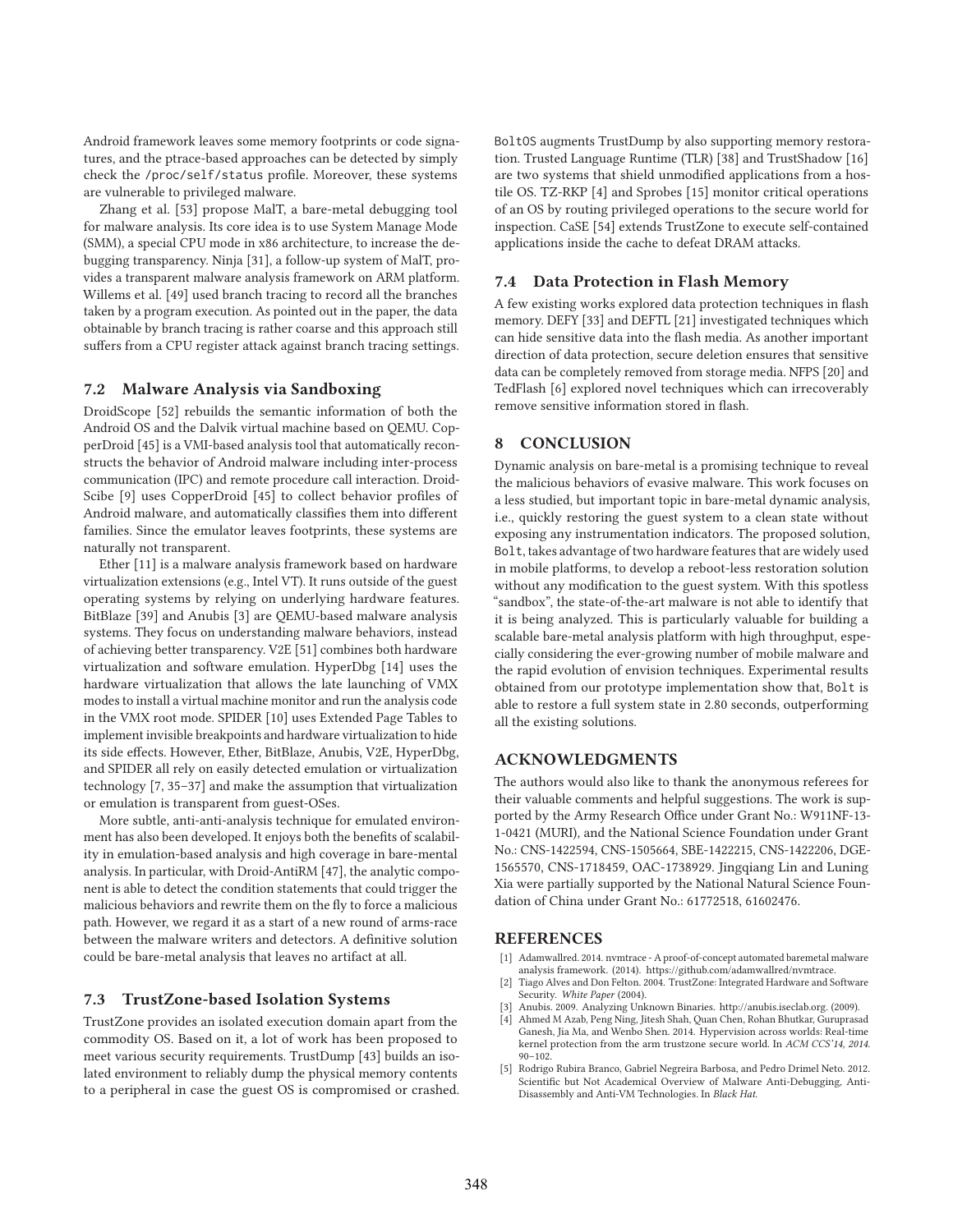Android framework leaves some memory footprints or code signatures, and the ptrace-based approaches can be detected by simply check the `/proc/self/status` profile. Moreover, these systems are vulnerable to privileged malware.

Zhang et al. [53] propose MalT, a bare-metal debugging tool for malware analysis. Its core idea is to use System Manage Mode (SMM), a special CPU mode in x86 architecture, to increase the debugging transparency. Ninja [31], a follow-up system of MalT, provides a transparent malware analysis framework on ARM platform. Willems et al. [49] used branch tracing to record all the branches taken by a program execution. As pointed out in the paper, the data obtainable by branch tracing is rather coarse and this approach still suffers from a CPU register attack against branch tracing settings.

### 7.2 Malware Analysis via Sandboxing

DroidScope [52] rebuilds the semantic information of both the Android OS and the Dalvik virtual machine based on QEMU. CopperDroid [45] is a VMI-based analysis tool that automatically reconstructs the behavior of Android malware including inter-process communication (IPC) and remote procedure call interaction. DroidScibe [9] uses CopperDroid [45] to collect behavior profiles of Android malware, and automatically classifies them into different families. Since the emulator leaves footprints, these systems are naturally not transparent.

Ether [11] is a malware analysis framework based on hardware virtualization extensions (e.g., Intel VT). It runs outside of the guest operating systems by relying on underlying hardware features. BitBlaze [39] and Anubis [3] are QEMU-based malware analysis systems. They focus on understanding malware behaviors, instead of achieving better transparency. V2E [51] combines both hardware virtualization and software emulation. HyperDbg [14] uses the hardware virtualization that allows the late launching of VMX modes to install a virtual machine monitor and run the analysis code in the VMX root mode. SPIDER [10] uses Extended Page Tables to implement invisible breakpoints and hardware virtualization to hide its side effects. However, Ether, BitBlaze, Anubis, V2E, HyperDbg, and SPIDER all rely on easily detected emulation or virtualization technology [7, 35–37] and make the assumption that virtualization or emulation is transparent from guest-OSes.

More subtle, anti-anti-analysis technique for emulated environment has also been developed. It enjoys both the benefits of scalability in emulation-based analysis and high coverage in bare-mental analysis. In particular, with Droid-AntiRM [47], the analytic component is able to detect the condition statements that could trigger the malicious behaviors and rewrite them on the fly to force a malicious path. However, we regard it as a start of a new round of arms-race between the malware writers and detectors. A definitive solution could be bare-metal analysis that leaves no artifact at all.

### 7.3 TrustZone-based Isolation Systems

TrustZone provides an isolated execution domain apart from the commodity OS. Based on it, a lot of work has been proposed to meet various security requirements. TrustDump [43] builds an isolated environment to reliably dump the physical memory contents to a peripheral in case the guest OS is compromised or crashed. `BoltOS` augments TrustDump by also supporting memory restoration. Trusted Language Runtime (TLR) [38] and TrustShadow [16] are two systems that shield unmodified applications from a hostile OS. TZ-RKP [4] and Sprobes [15] monitor critical operations of an OS by routing privileged operations to the secure world for inspection. CaSE [54] extends TrustZone to execute self-contained applications inside the cache to defeat DRAM attacks.

### 7.4 Data Protection in Flash Memory

A few existing works explored data protection techniques in flash memory. DEFY [33] and DEFTL [21] investigated techniques which can hide sensitive data into the flash media. As another important direction of data protection, secure deletion ensures that sensitive data can be completely removed from storage media. NFPS [20] and TedFlash [6] explored novel techniques which can irrecoverably remove sensitive information stored in flash.

## 8 CONCLUSION

Dynamic analysis on bare-metal is a promising technique to reveal the malicious behaviors of evasive malware. This work focuses on a less studied, but important topic in bare-metal dynamic analysis, i.e., quickly restoring the guest system to a clean state without exposing any instrumentation indicators. The proposed solution, `Bolt`, takes advantage of two hardware features that are widely used in mobile platforms, to develop a reboot-less restoration solution without any modification to the guest system. With this spotless "sandbox", the state-of-the-art malware is not able to identify that it is being analyzed. This is particularly valuable for building a scalable bare-metal analysis platform with high throughput, especially considering the ever-growing number of mobile malware and the rapid evolution of envision techniques. Experimental results obtained from our prototype implementation show that, `Bolt` is able to restore a full system state in 2.80 seconds, outperforming all the existing solutions.

## ACKNOWLEDGMENTS

The authors would also like to thank the anonymous referees for their valuable comments and helpful suggestions. The work is supported by the Army Research Office under Grant No.: W911NF-13-1-0421 (MURI), and the National Science Foundation under Grant No.: CNS-1422594, CNS-1505664, SBE-1422215, CNS-1422206, DGE-1565570, CNS-1718459, OAC-1738929. Jingqiang Lin and Luning Xia were partially supported by the National Natural Science Foundation of China under Grant No.: 61772518, 61602476.

## REFERENCES

[1] Adamwallred. 2014. nvmtrace - A proof-of-concept automated baremetal malware analysis framework. (2014). https://github.com/adamwallred/nvmtrace.
[2] Tiago Alves and Don Felton. 2004. TrustZone: Integrated Hardware and Software Security. *White Paper* (2004).
[3] Anubis. 2009. Analyzing Unknown Binaries. http://anubis.iseclab.org. (2009).
[4] Ahmed M Azab, Peng Ning, Jitesh Shah, Quan Chen, Rohan Bhutkar, Guruprasad Ganesh, Jia Ma, and Wenbo Shen. 2014. Hypervision across worlds: Real-time kernel protection from the arm trustzone secure world. In *ACM CCS'14, 2014*. 90–102.
[5] Rodrigo Rubira Branco, Gabriel Negreira Barbosa, and Pedro Drimel Neto. 2012. Scientific but Not Academical Overview of Malware Anti-Debugging, Anti-Disassembly and Anti-VM Technologies. In *Black Hat*.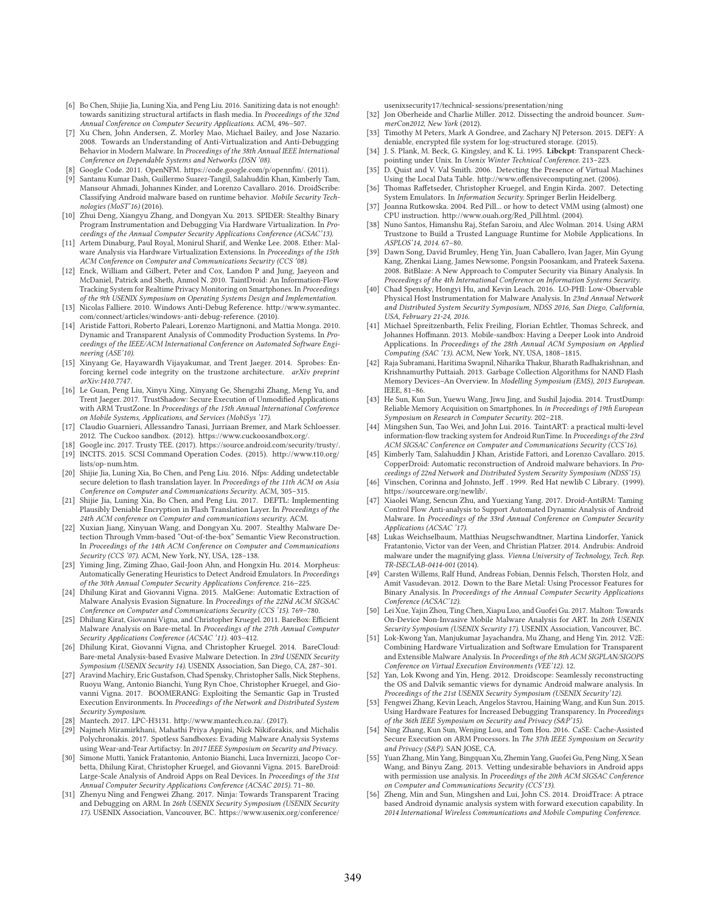[6] Bo Chen, Shijie Jia, Luning Xia, and Peng Liu. 2016. Sanitizing data is not enough!: towards sanitizing structural artifacts in flash media. In *Proceedings of the 32nd Annual Conference on Computer Security Applications*. ACM, 496–507.

[7] Xu Chen, John Andersen, Z. Morley Mao, Michael Bailey, and Jose Nazario. 2008. Towards an Understanding of Anti-Virtualization and Anti-Debugging Behavior in Modern Malware. In *Proceedings of the 38th Annual IEEE International Conference on Dependable Systems and Networks (DSN '08)*.

[8] Google Code. 2011. OpenNFM. https://code.google.com/p/opennfm/. (2011).

[9] Santanu Kumar Dash, Guillermo Suarez-Tangil, Salahuddin Khan, Kimberly Tam, Mansour Ahmadi, Johannes Kinder, and Lorenzo Cavallaro. 2016. DroidScribe: Classifying Android malware based on runtime behavior. *Mobile Security Technologies (MoST'16)* (2016).

[10] Zhui Deng, Xiangyu Zhang, and Dongyan Xu. 2013. SPIDER: Stealthy Binary Program Instrumentation and Debugging Via Hardware Virtualization. In *Proceedings of the Annual Computer Security Applications Conference (ACSAC'13)*.

[11] Artem Dinaburg, Paul Royal, Monirul Sharif, and Wenke Lee. 2008. Ether: Malware Analysis via Hardware Virtualization Extensions. In *Proceedings of the 15th ACM Conference on Computer and Communications Security (CCS '08)*.

[12] Enck, William and Gilbert, Peter and Cox, Landon P and Jung, Jaeyeon and McDaniel, Patrick and Sheth, Anmol N. 2010. TaintDroid: An Information-Flow Tracking System for Realtime Privacy Monitoring on Smartphones. In *Proceedings of the 9th USENIX Symposium on Operating Systems Design and Implementation*.

[13] Nicolas Falliere. 2010. Windows Anti-Debug Reference. http://www.symantec.com/connect/articles/windows-anti-debug-reference. (2010).

[14] Aristide Fattori, Roberto Paleari, Lorenzo Martignoni, and Mattia Monga. 2010. Dynamic and Transparent Analysis of Commodity Production Systems. In *Proceedings of the IEEE/ACM International Conference on Automated Software Engineering (ASE'10)*.

[15] Xinyang Ge, Hayawardh Vijayakumar, and Trent Jaeger. 2014. Sprobes: Enforcing kernel code integrity on the trustzone architecture. *arXiv preprint arXiv:1410.7747*.

[16] Le Guan, Peng Liu, Xinyu Xing, Xinyang Ge, Shengzhi Zhang, Meng Yu, and Trent Jaeger. 2017. TrustShadow: Secure Execution of Unmodified Applications with ARM TrustZone. In *Proceedings of the 15th Annual International Conference on Mobile Systems, Applications, and Services (MobiSys '17)*.

[17] Claudio Guarnieri, Allessandro Tanasi, Jurriaan Bremer, and Mark Schloesser. 2012. The Cuckoo sandbox. (2012). https://www.cuckoosandbox.org/.

[18] Google inc. 2017. Trusty TEE. (2017). https://source.android.com/security/trusty/.

[19] INCITS. 2015. SCSI Command Operation Codes. (2015). http://www.t10.org/lists/op-num.htm.

[20] Shijie Jia, Luning Xia, Bo Chen, and Peng Liu. 2016. Nfps: Adding undetectable secure deletion to flash translation layer. In *Proceedings of the 11th ACM on Asia Conference on Computer and Communications Security*. ACM, 305–315.

[21] Shijie Jia, Luning Xia, Bo Chen, and Peng Liu. 2017. DEFTL: Implementing Plausibly Deniable Encryption in Flash Translation Layer. In *Proceedings of the 24th ACM conference on Computer and communications security*. ACM.

[22] Xuxian Jiang, Xinyuan Wang, and Dongyan Xu. 2007. Stealthy Malware Detection Through Vmm-based "Out-of-the-box" Semantic View Reconstruction. In *Proceedings of the 14th ACM Conference on Computer and Communications Security (CCS '07)*. ACM, New York, NY, USA, 128–138.

[23] Yiming Jing, Ziming Zhao, Gail-Joon Ahn, and Hongxin Hu. 2014. Morpheus: Automatically Generating Heuristics to Detect Android Emulators. In *Proceedings of the 30th Annual Computer Security Applications Conference*. 216–225.

[24] Dhilung Kirat and Giovanni Vigna. 2015. MalGene: Automatic Extraction of Malware Analysis Evasion Signature. In *Proceedings of the 22Nd ACM SIGSAC Conference on Computer and Communications Security (CCS '15)*. 769–780.

[25] Dhilung Kirat, Giovanni Vigna, and Christopher Kruegel. 2011. BareBox: Efficient Malware Analysis on Bare-metal. In *Proceedings of the 27th Annual Computer Security Applications Conference (ACSAC '11)*. 403–412.

[26] Dhilung Kirat, Giovanni Vigna, and Christopher Kruegel. 2014. BareCloud: Bare-metal Analysis-based Evasive Malware Detection. In *23rd USENIX Security Symposium (USENIX Security 14)*. USENIX Association, San Diego, CA, 287–301.

[27] Aravind Machiry, Eric Gustafson, Chad Spensky, Christopher Salls, Nick Stephens, Ruoyu Wang, Antonio Bianchi, Yung Ryn Choe, Christopher Kruegel, and Giovanni Vigna. 2017. BOOMERANG: Exploiting the Semantic Gap in Trusted Execution Environments. In *Proceedings of the Network and Distributed System Security Symposium*.

[28] Mantech. 2017. LPC-H3131. http://www.mantech.co.za/. (2017).

[29] Najmeh Miramirkhani, Mahathi Priya Appini, Nick Nikiforakis, and Michalis Polychronakis. 2017. Spotless Sandboxes: Evading Malware Analysis Systems using Wear-and-Tear Artifactsy. In *2017 IEEE Symposium on Security and Privacy*.

[30] Simone Mutti, Yanick Fratantonio, Antonio Bianchi, Luca Invernizzi, Jacopo Corbetta, Dhilung Kirat, Christopher Kruegel, and Giovanni Vigna. 2015. BareDroid: Large-Scale Analysis of Android Apps on Real Devices. In *Proceedings of the 31st Annual Computer Security Applications Conference (ACSAC 2015)*. 71–80.

[31] Zhenyu Ning and Fengwei Zhang. 2017. Ninja: Towards Transparent Tracing and Debugging on ARM. In *26th USENIX Security Symposium (USENIX Security 17)*. USENIX Association, Vancouver, BC. https://www.usenix.org/conference/usenixsecurity17/technical-sessions/presentation/ning

[32] Jon Oberheide and Charlie Miller. 2012. Dissecting the android bouncer. *SummerCon2012, New York* (2012).

[33] Timothy M Peters, Mark A Gondree, and Zachary NJ Peterson. 2015. DEFY: A deniable, encrypted file system for log-structured storage. (2015).

[34] J. S. Plank, M. Beck, G. Kingsley, and K. Li. 1995. **Libckpt**: Transparent Checkpointing under Unix. In *Usenix Winter Technical Conference*. 213–223.

[35] D. Quist and V. Val Smith. 2006. Detecting the Presence of Virtual Machines Using the Local Data Table. http://www.offensivecomputing.net. (2006).

[36] Thomas Raffetseder, Christopher Kruegel, and Engin Kirda. 2007. Detecting System Emulators. In *Information Security*. Springer Berlin Heidelberg.

[37] Joanna Rutkowska. 2004. Red Pill... or how to detect VMM using (almost) one CPU instruction. http://www.ouah.org/Red_Pill.html. (2004).

[38] Nuno Santos, Himanshu Raj, Stefan Saroiu, and Alec Wolman. 2014. Using ARM Trustzone to Build a Trusted Language Runtime for Mobile Applications. In *ASPLOS'14, 2014*. 67–80.

[39] Dawn Song, David Brumley, Heng Yin, Juan Caballero, Ivan Jager, Min Gyung Kang, Zhenkai Liang, James Newsome, Pongsin Poosankam, and Prateek Saxena. 2008. BitBlaze: A New Approach to Computer Security via Binary Analysis. In *Proceedings of the 4th International Conference on Information Systems Security*.

[40] Chad Spensky, Hongyi Hu, and Kevin Leach. 2016. LO-PHI: Low-Observable Physical Host Instrumentation for Malware Analysis. In *23nd Annual Network and Distributed System Security Symposium, NDSS 2016, San Diego, California, USA, February 21-24, 2016*.

[41] Michael Spreitzenbarth, Felix Freiling, Florian Echtler, Thomas Schreck, and Johannes Hoffmann. 2013. Mobile-sandbox: Having a Deeper Look into Android Applications. In *Proceedings of the 28th Annual ACM Symposium on Applied Computing (SAC '13)*. ACM, New York, NY, USA, 1808–1815.

[42] Raja Subramani, Haritima Swapnil, Niharika Thakur, Bharath Radhakrishnan, and Krishnamurthy Puttaiah. 2013. Garbage Collection Algorithms for NAND Flash Memory Devices–An Overview. In *Modelling Symposium (EMS), 2013 European*. IEEE, 81–86.

[43] He Sun, Kun Sun, Yuewu Wang, Jiwu Jing, and Sushil Jajodia. 2014. TrustDump: Reliable Memory Acquisition on Smartphones. In *in Proceedings of 19th European Symposium on Research in Computer Security*. 202–218.

[44] Mingshen Sun, Tao Wei, and John Lui. 2016. TaintART: a practical multi-level information-flow tracking system for Android RunTime. In *Proceedings of the 23rd ACM SIGSAC Conference on Computer and Communications Security (CCS'16)*.

[45] Kimberly Tam, Salahuddin J Khan, Aristide Fattori, and Lorenzo Cavallaro. 2015. CopperDroid: Automatic reconstruction of Android malware behaviors. In *Proceedings of 22nd Network and Distributed System Security Symposium (NDSS'15)*.

[46] Vinschen, Corinna and Johnsto, Jeff . 1999. Red Hat newlib C Library. (1999). https://sourceware.org/newlib/.

[47] Xiaolei Wang, Sencun Zhu, and Yuexiang Yang. 2017. Droid-AntiRM: Taming Control Flow Anti-analysis to Support Automated Dynamic Analysis of Android Malware. In *Proceedings of the 33rd Annual Conference on Computer Security Applications (ACSAC '17)*.

[48] Lukas Weichselbaum, Matthias Neugschwandtner, Martina Lindorfer, Yanick Fratantonio, Victor van der Veen, and Christian Platzer. 2014. Andrubis: Android malware under the magnifying glass. *Vienna University of Technology, Tech. Rep. TR-ISECLAB-0414-001* (2014).

[49] Carsten Willems, Ralf Hund, Andreas Fobian, Dennis Felsch, Thorsten Holz, and Amit Vasudevan. 2012. Down to the Bare Metal: Using Processor Features for Binary Analysis. In *Proceedings of the Annual Computer Security Applications Conference (ACSAC'12)*.

[50] Lei Xue, Yajin Zhou, Ting Chen, Xiapu Luo, and Guofei Gu. 2017. Malton: Towards On-Device Non-Invasive Mobile Malware Analysis for ART. In *26th USENIX Security Symposium (USENIX Security 17)*. USENIX Association, Vancouver, BC.

[51] Lok-Kwong Yan, Manjukumar Jayachandra, Mu Zhang, and Heng Yin. 2012. V2E: Combining Hardware Virtualization and Software Emulation for Transparent and Extensible Malware Analysis. In *Proceedings of the 8th ACM SIGPLAN/SIGOPS Conference on Virtual Execution Environments (VEE'12)*. 12.

[52] Yan, Lok Kwong and Yin, Heng. 2012. Droidscope: Seamlessly reconstructing the OS and Dalvik semantic views for dynamic Android malware analysis. In *Proceedings of the 21st USENIX Security Symposium (USENIX Security'12)*.

[53] Fengwei Zhang, Kevin Leach, Angelos Stavrou, Haining Wang, and Kun Sun. 2015. Using Hardware Features for Increased Debugging Transparency. In *Proceedings of the 36th IEEE Symposium on Security and Privacy (S&P'15)*.

[54] Ning Zhang, Kun Sun, Wenjing Lou, and Tom Hou. 2016. CaSE: Cache-Assisted Secure Execution on ARM Processors. In *The 37th IEEE Symposium on Security and Privacy (S&P)*. SAN JOSE, CA.

[55] Yuan Zhang, Min Yang, Bingquan Xu, Zhemin Yang, Guofei Gu, Peng Ning, X Sean Wang, and Binyu Zang. 2013. Vetting undesirable behaviors in Android apps with permission use analysis. In *Proceedings of the 20th ACM SIGSAC Conference on Computer and Communications Security (CCS'13)*.

[56] Zheng, Min and Sun, Mingshen and Lui, John CS. 2014. DroidTrace: A ptrace based Android dynamic analysis system with forward execution capability. In *2014 International Wireless Communications and Mobile Computing Conference*.